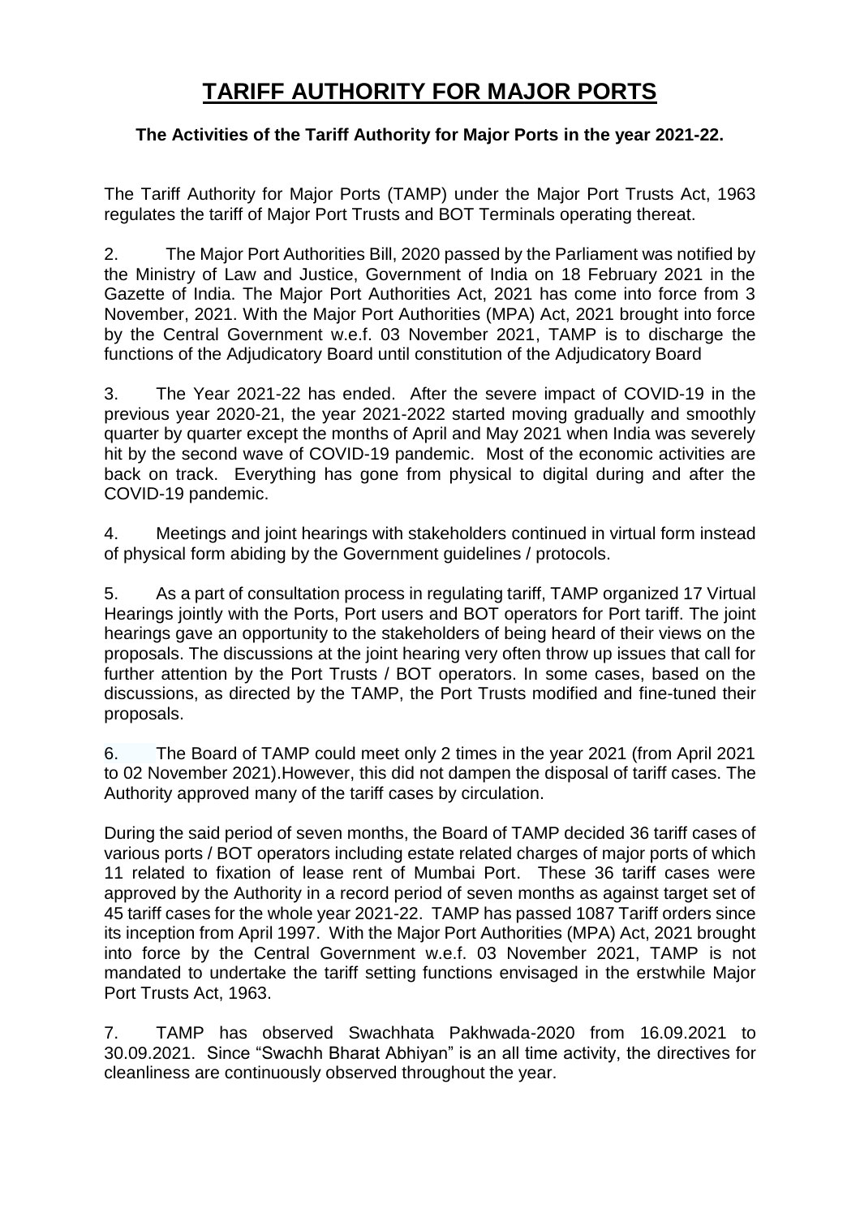# TARIFF AUTHORITY FOR MAJOR PORTS

**The Activities of the Tariff Authority for Major Ports in the year 2021-22.**

The Tariff Authority for Major Ports (TAMP) under the Major Port Trusts Act, 1963 regulates the tariff of Major Port Trusts and BOT Terminals operating thereat.

2. The Major Port Authorities Bill, 2020 passed by the Parliament was notified by the Ministry of Law and Justice, Government of India on 18 February 2021 in the Gazette of India. The Major Port Authorities Act, 2021 has come into force from 3 November, 2021. With the Major Port Authorities (MPA) Act, 2021 brought into force by the Central Government w.e.f. 03 November 2021, TAMP is to discharge the functions of the Adjudicatory Board until constitution of the Adjudicatory Board

3. The Year 2021-22 has ended. After the severe impact of COVID-19 in the previous year 2020-21, the year 2021-2022 started moving gradually and smoothly quarter by quarter except the months of April and May 2021 when India was severely hit by the second wave of COVID-19 pandemic. Most of the economic activities are back on track. Everything has gone from physical to digital during and after the COVID-19 pandemic.

4. Meetings and joint hearings with stakeholders continued in virtual form instead of physical form abiding by the Government guidelines / protocols.

5. As a part of consultation process in regulating tariff, TAMP organized 17 Virtual Hearings jointly with the Ports, Port users and BOT operators for Port tariff. The joint hearings gave an opportunity to the stakeholders of being heard of their views on the proposals. The discussions at the joint hearing very often throw up issues that call for further attention by the Port Trusts / BOT operators. In some cases, based on the discussions, as directed by the TAMP, the Port Trusts modified and fine-tuned their proposals.

6. The Board of TAMP could meet only 2 times in the year 2021 (from April 2021 to 02 November 2021).However, this did not dampen the disposal of tariff cases. The Authority approved many of the tariff cases by circulation.

During the said period of seven months, the Board of TAMP decided 36 tariff cases of various ports / BOT operators including estate related charges of major ports of which 11 related to fixation of lease rent of Mumbai Port. These 36 tariff cases were approved by the Authority in a record period of seven months as against target set of 45 tariff cases for the whole year 2021-22. TAMP has passed 1087 Tariff orders since its inception from April 1997. With the Major Port Authorities (MPA) Act, 2021 brought into force by the Central Government w.e.f. 03 November 2021, TAMP is not mandated to undertake the tariff setting functions envisaged in the erstwhile Major Port Trusts Act, 1963.

7. TAMP has observed Swachhata Pakhwada-2020 from 16.09.2021 to 30.09.2021. Since "Swachh Bharat Abhiyan" is an all time activity, the directives for cleanliness are continuously observed throughout the year.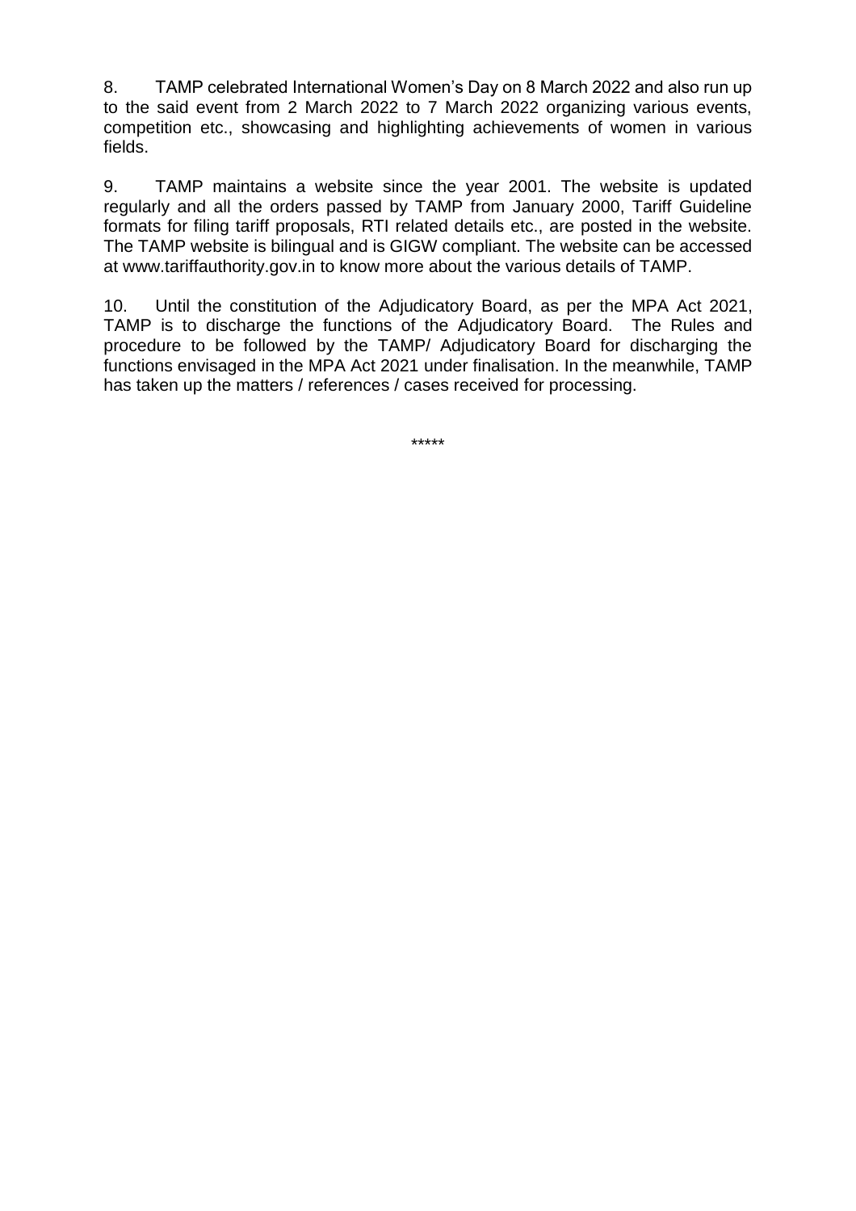8. TAMP celebrated International Women's Day on 8 March 2022 and also run up to the said event from 2 March 2022 to 7 March 2022 organizing various events, competition etc., showcasing and highlighting achievements of women in various fields.

9. TAMP maintains a website since the year 2001. The website is updated regularly and all the orders passed by TAMP from January 2000, Tariff Guideline formats for filing tariff proposals, RTI related details etc., are posted in the website. The TAMP website is bilingual and is GIGW compliant. The website can be accessed at www.tariffauthority.gov.in to know more about the various details of TAMP.

10. Until the constitution of the Adjudicatory Board, as per the MPA Act 2021, TAMP is to discharge the functions of the Adjudicatory Board. The Rules and procedure to be followed by the TAMP/ Adjudicatory Board for discharging the functions envisaged in the MPA Act 2021 under finalisation. In the meanwhile, TAMP has taken up the matters / references / cases received for processing.

*****